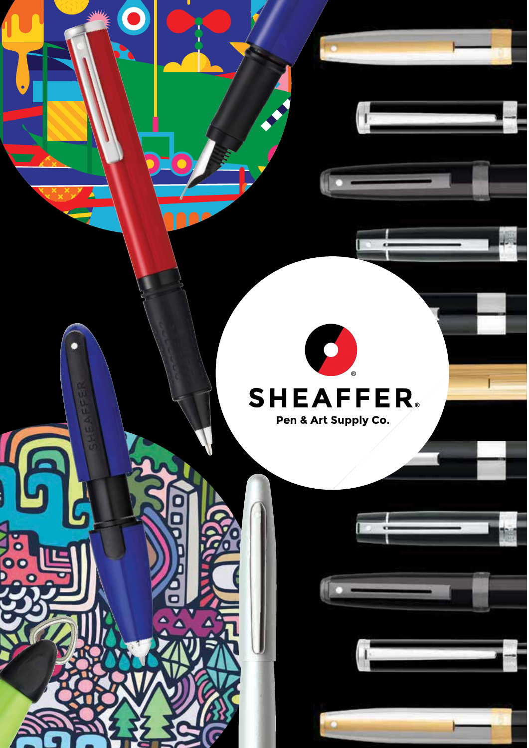SHEAFFER®

Pen & Art Supply Co.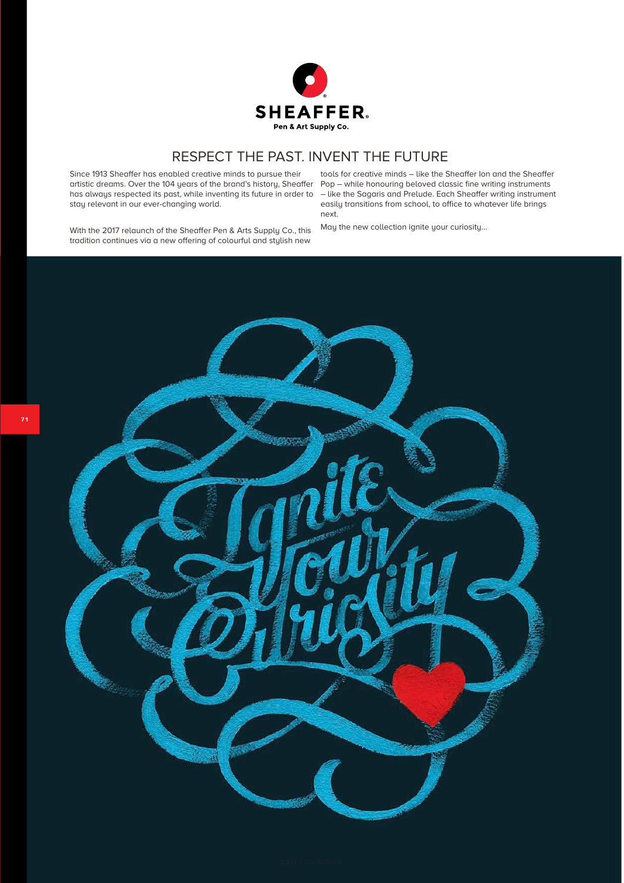SHEAFFER®

Pen & Art Supply Co.

## RESPECT THE PAST. INVENT THE FUTURE

Since 1913 Sheaffer has enabled creative minds to pursue their artistic dreams. Over the 104 years of the brand's history, Sheaffer has always respected its past, while inventing its future in order to stay relevant in our ever-changing world.

With the 2017 relaunch of the Sheaffer Pen & Arts Supply Co., this tradition continues via a new offering of colourful and stylish new tools for creative minds – like the Sheaffer Ion and the Sheaffer Pop – while honouring beloved classic fine writing instruments – like the Sagaris and Prelude. Each Sheaffer writing instrument easily transitions from school, to office to whatever life brings next.

May the new collection ignite your curiosity...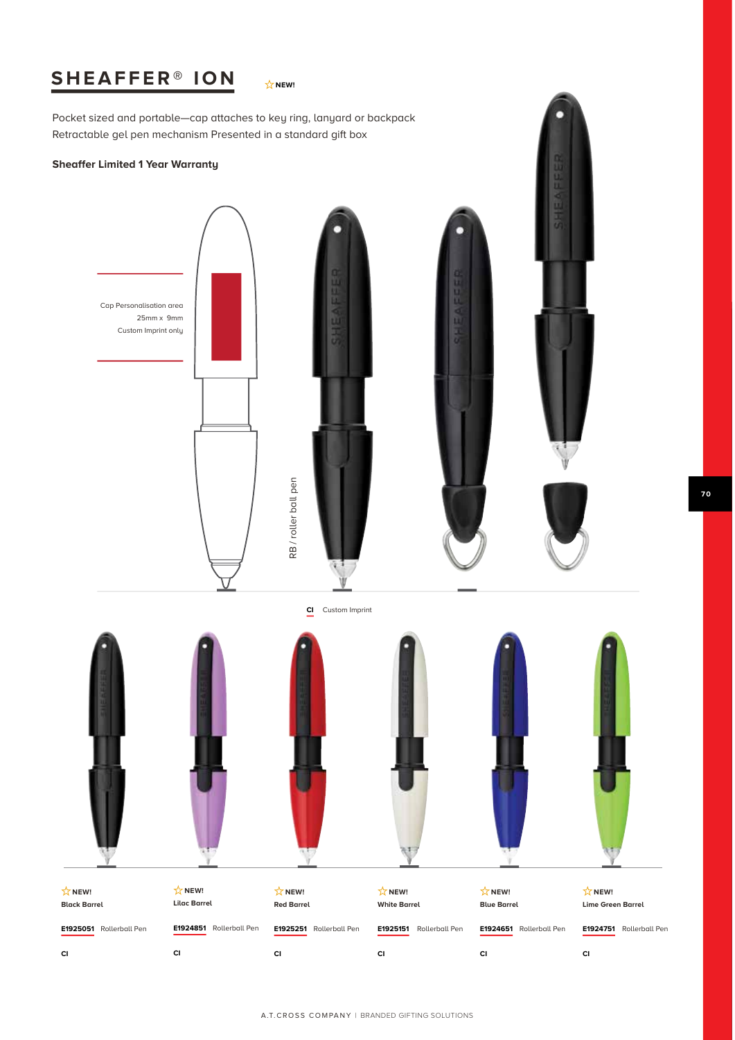# SHEAFFER® ION

☆NEW!

Pocket sized and portable—cap attaches to key ring, lanyard or backpack
Retractable gel pen mechanism Presented in a standard gift box

**Sheaffer Limited 1 Year Warranty**

Cap Personalisation area
25mm x 9mm
Custom Imprint only

RB / roller ball pen

**CI** Custom Imprint

| ☆NEW! | ☆NEW! | ☆NEW! | ☆NEW! | ☆NEW! | ☆NEW! |
|---|---|---|---|---|---|
| **Black Barrel** | **Lilac Barrel** | **Red Barrel** | **White Barrel** | **Blue Barrel** | **Lime Green Barrel** |
| **E1925051** Rollerball Pen | **E1924851** Rollerball Pen | **E1925251** Rollerball Pen | **E1925151** Rollerball Pen | **E1924651** Rollerball Pen | **E1924751** Rollerball Pen |
| **CI** | **CI** | **CI** | **CI** | **CI** | **CI** |

A.T.CROSS COMPANY | BRANDED GIFTING SOLUTIONS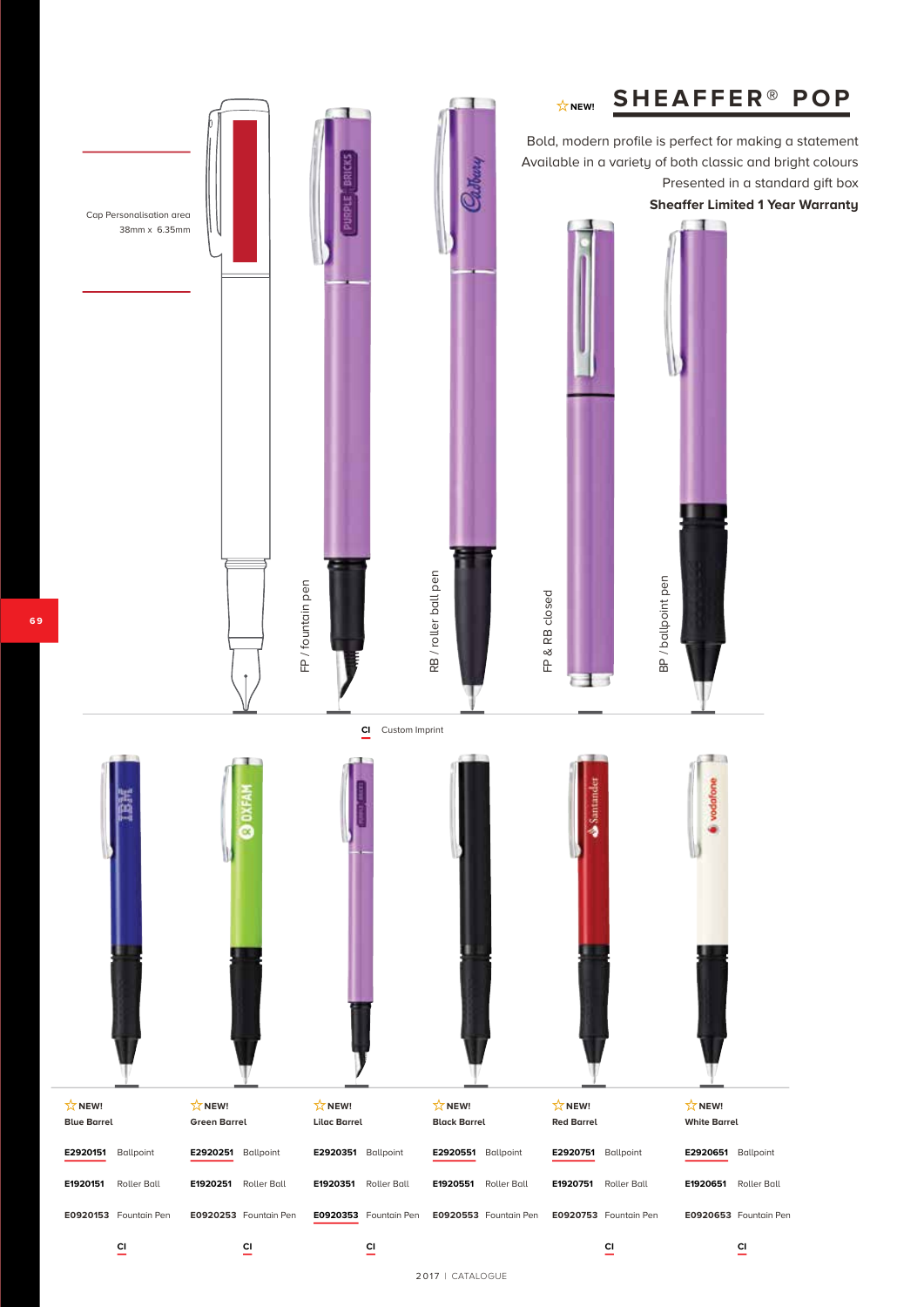☆ NEW!

# SHEAFFER® POP

Bold, modern profile is perfect for making a statement
Available in a variety of both classic and bright colours
Presented in a standard gift box
**Sheaffer Limited 1 Year Warranty**

Cap Personalisation area
38mm x 6.35mm

FP / fountain pen

RB / roller ball pen

FP & RB closed

BP / ballpoint pen

**CI** Custom Imprint

| ☆ NEW! **Blue Barrel** | ☆ NEW! **Green Barrel** | ☆ NEW! **Lilac Barrel** | ☆ NEW! **Black Barrel** | ☆ NEW! **Red Barrel** | ☆ NEW! **White Barrel** |
|---|---|---|---|---|---|
| **E2920151** Ballpoint | **E2920251** Ballpoint | **E2920351** Ballpoint | **E2920551** Ballpoint | **E2920751** Ballpoint | **E2920651** Ballpoint |
| **E1920151** Roller Ball | **E1920251** Roller Ball | **E1920351** Roller Ball | **E1920551** Roller Ball | **E1920751** Roller Ball | **E1920651** Roller Ball |
| **E0920153** Fountain Pen | **E0920253** Fountain Pen | **E0920353** Fountain Pen | **E0920553** Fountain Pen | **E0920753** Fountain Pen | **E0920653** Fountain Pen |
| **CI** | **CI** | **CI** | | **CI** | **CI** |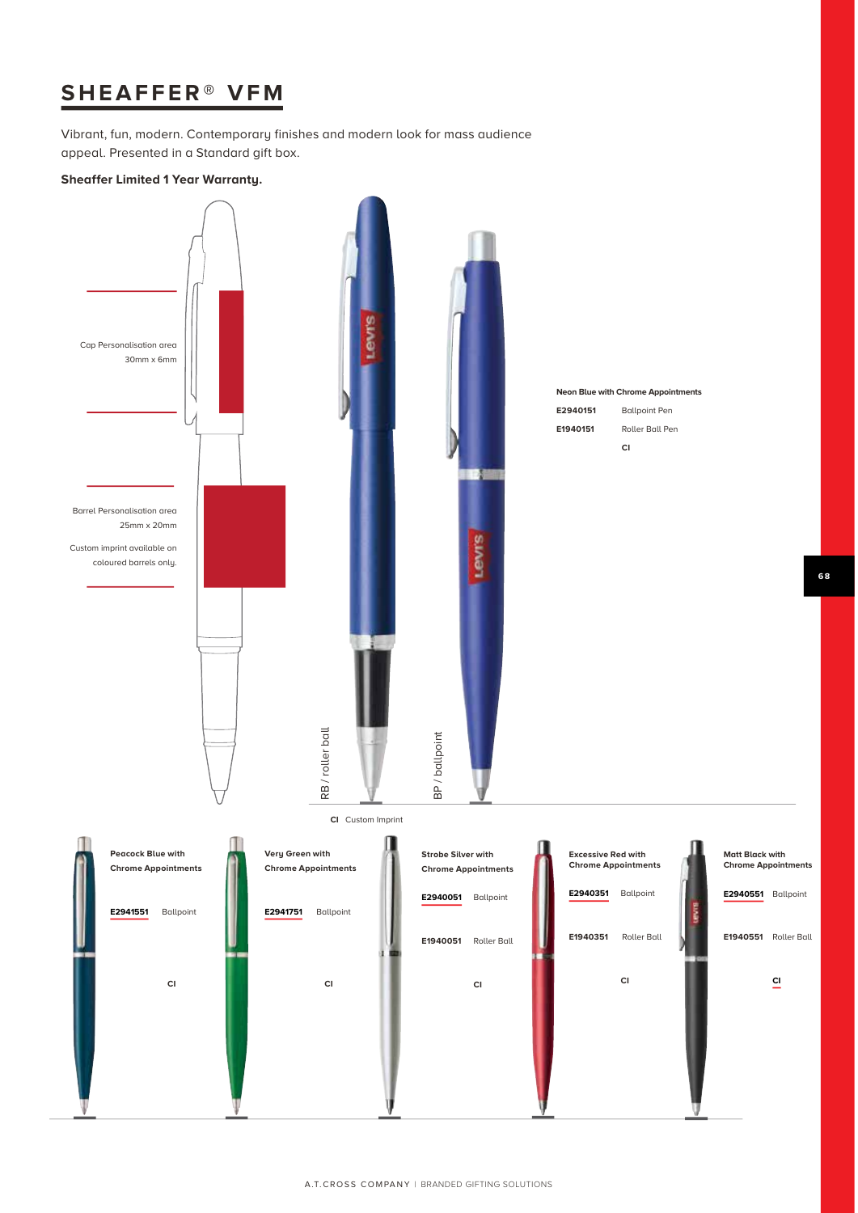# SHEAFFER® VFM

Vibrant, fun, modern. Contemporary finishes and modern look for mass audience appeal. Presented in a Standard gift box.

**Sheaffer Limited 1 Year Warranty.**

Cap Personalisation area
30mm x 6mm

Barrel Personalisation area
25mm x 20mm

Custom imprint available on coloured barrels only.

RB / roller ball

BP / ballpoint

**Neon Blue with Chrome Appointments**

| | |
|---|---|
| **E2940151** | Ballpoint Pen |
| **E1940151** | Roller Ball Pen |
| | **CI** |

**CI** Custom Imprint

**Peacock Blue with Chrome Appointments**

**E2941551** Ballpoint

**CI**

**Very Green with Chrome Appointments**

**E2941751** Ballpoint

**CI**

**Strobe Silver with Chrome Appointments**

**E2940051** Ballpoint

**E1940051** Roller Ball

**CI**

**Excessive Red with Chrome Appointments**

**E2940351** Ballpoint

**E1940351** Roller Ball

**CI**

**Matt Black with Chrome Appointments**

**E2940551** Ballpoint

**E1940551** Roller Ball

**CI**

A.T.CROSS COMPANY | BRANDED GIFTING SOLUTIONS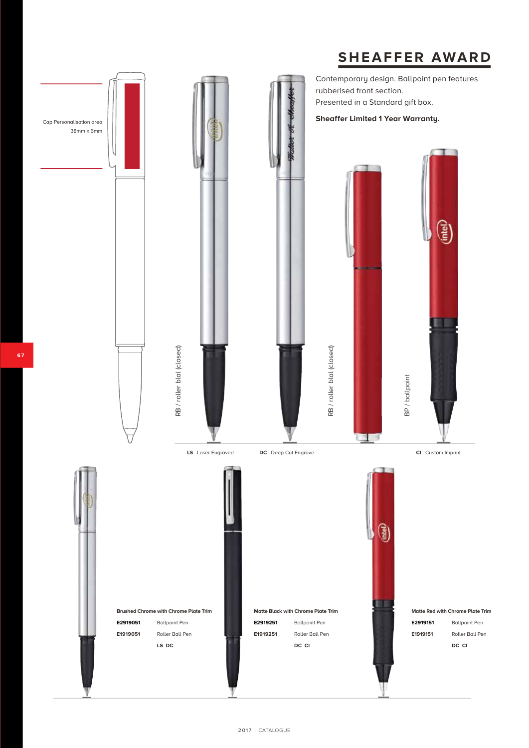# SHEAFFER AWARD

Contemporary design. Ballpoint pen features rubberised front section.
Presented in a Standard gift box.

**Sheaffer Limited 1 Year Warranty.**

Cap Personalisation area
38mm x 6mm

RB / roller blal (closed)

RB / roller blal (closed)

BP / ballpoint

**LS** Laser Engraved **DC** Deep Cut Engrave **CI** Custom Imprint

**Brushed Chrome with Chrome Plate Trim**

| | |
|---|---|
| **E2919051** | Ballpoint Pen |
| **E1919051** | Roller Ball Pen |
| | **LS DC** |

**Matte Black with Chrome Plate Trim**

| | |
|---|---|
| **E2919251** | Ballpoint Pen |
| **E1919251** | Roller Ball Pen |
| | **DC CI** |

**Matte Red with Chrome Plate Trim**

| | |
|---|---|
| **E2919151** | Ballpoint Pen |
| **E1919151** | Roller Ball Pen |
| | **DC CI** |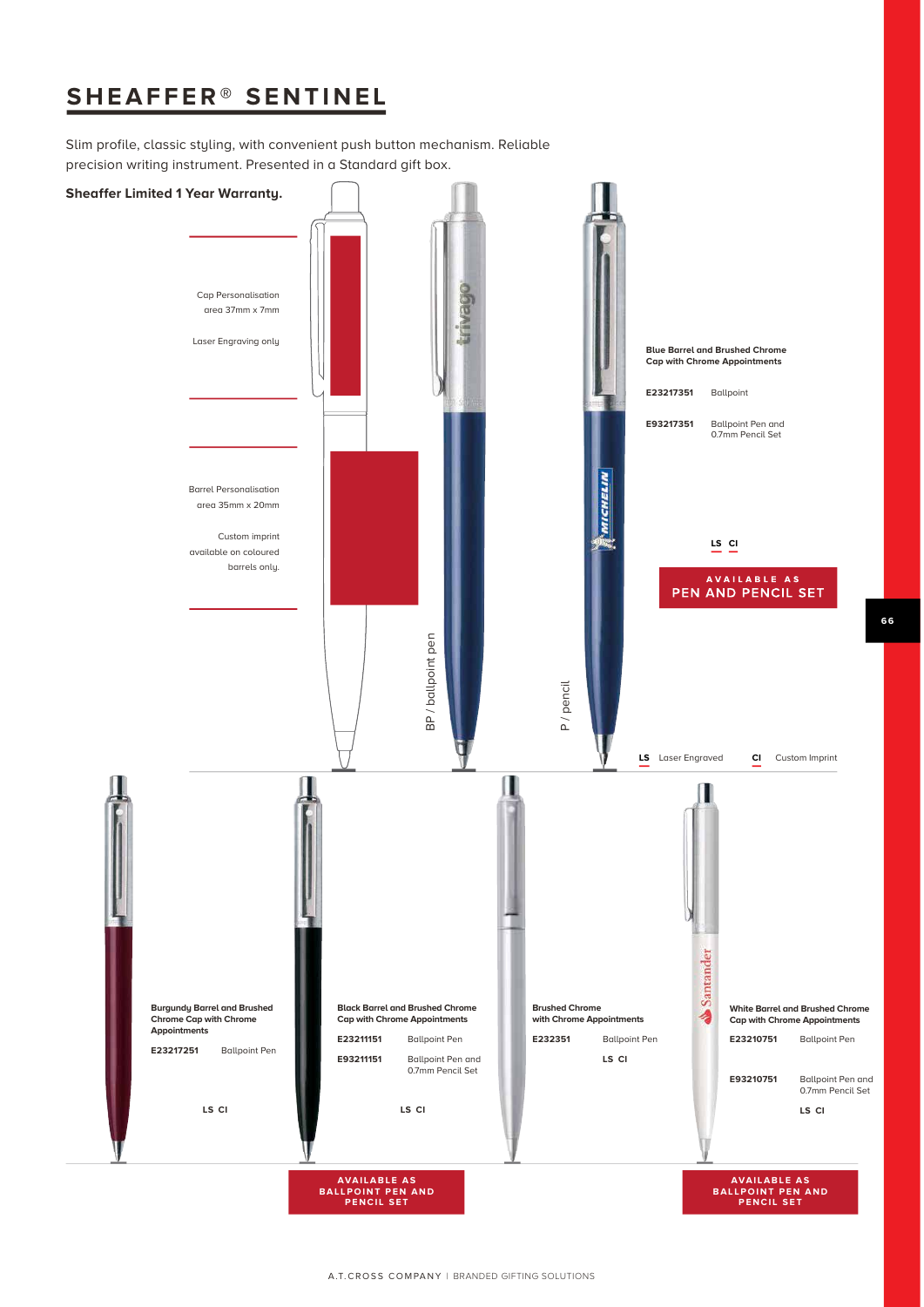# SHEAFFER® SENTINEL

Slim profile, classic styling, with convenient push button mechanism. Reliable precision writing instrument. Presented in a Standard gift box.

**Sheaffer Limited 1 Year Warranty.**

Cap Personalisation area 37mm x 7mm

Laser Engraving only

Barrel Personalisation area 35mm x 20mm

Custom imprint available on coloured barrels only.

BP / ballpoint pen

P / pencil

**Blue Barrel and Brushed Chrome Cap with Chrome Appointments**

| | |
|---|---|
| **E23217351** | Ballpoint |
| **E93217351** | Ballpoint Pen and 0.7mm Pencil Set |

**LS CI**

**AVAILABLE AS PEN AND PENCIL SET**

**LS** Laser Engraved **CI** Custom Imprint

**Burgundy Barrel and Brushed Chrome Cap with Chrome Appointments**

| | |
|---|---|
| **E23217251** | Ballpoint Pen |

**LS CI**

**Black Barrel and Brushed Chrome Cap with Chrome Appointments**

| | |
|---|---|
| **E23211151** | Ballpoint Pen |
| **E93211151** | Ballpoint Pen and 0.7mm Pencil Set |

**LS CI**

**AVAILABLE AS BALLPOINT PEN AND PENCIL SET**

**Brushed Chrome with Chrome Appointments**

| | |
|---|---|
| **E232351** | Ballpoint Pen |

**LS CI**

**White Barrel and Brushed Chrome Cap with Chrome Appointments**

| | |
|---|---|
| **E23210751** | Ballpoint Pen |
| **E93210751** | Ballpoint Pen and 0.7mm Pencil Set |

**LS CI**

**AVAILABLE AS BALLPOINT PEN AND PENCIL SET**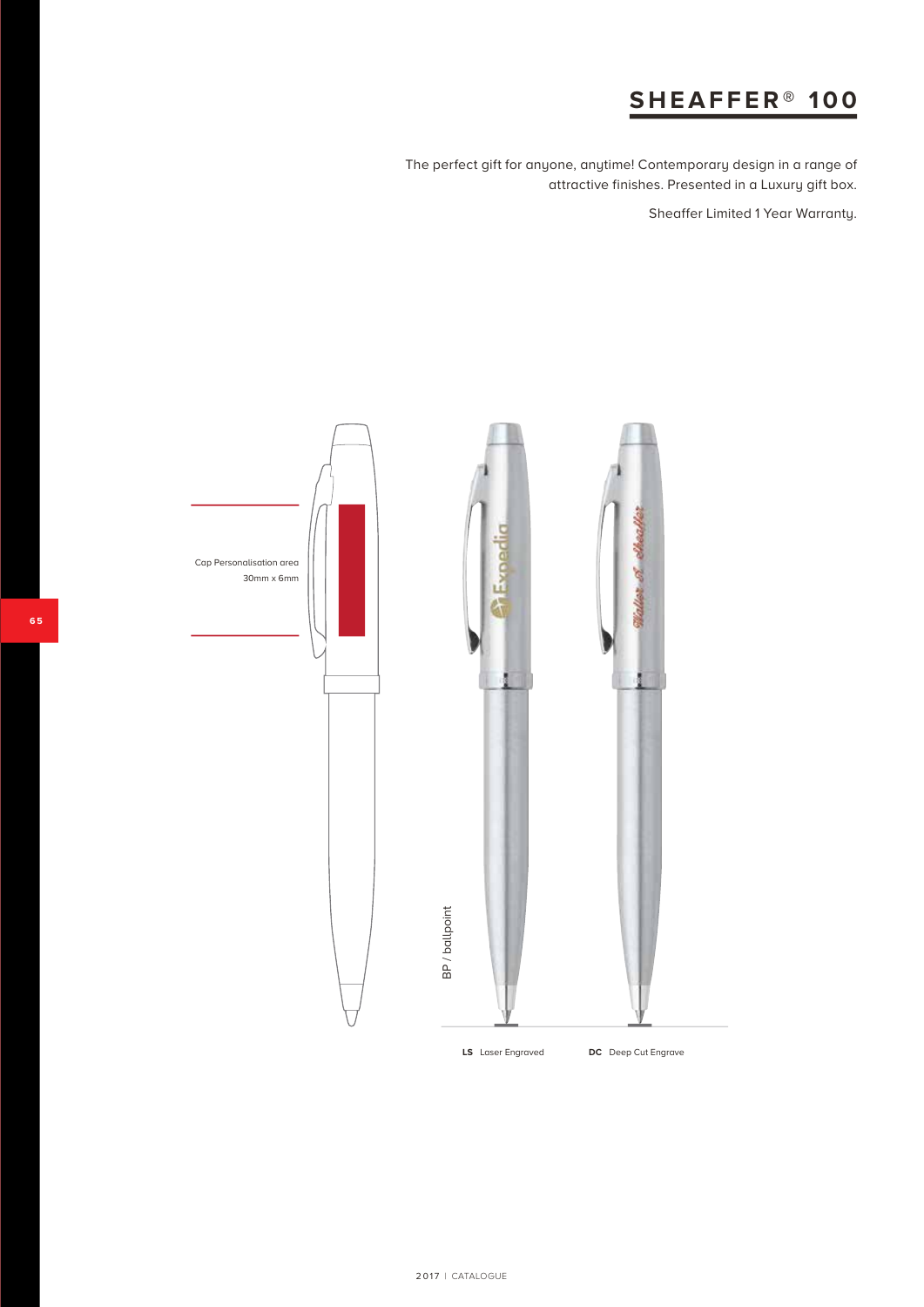# SHEAFFER® 100

The perfect gift for anyone, anytime! Contemporary design in a range of attractive finishes. Presented in a Luxury gift box.

Sheaffer Limited 1 Year Warranty.

Cap Personalisation area
30mm x 6mm

BP / ballpoint

**LS** Laser Engraved

**DC** Deep Cut Engrave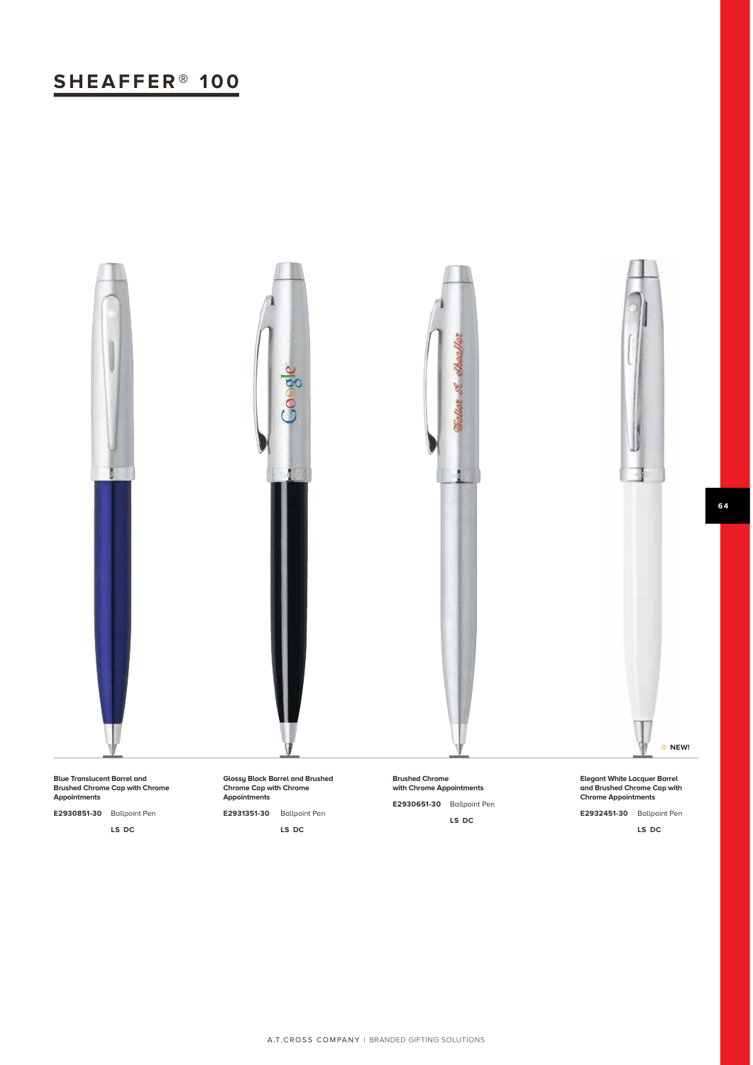# SHEAFFER® 100

☆ NEW!

**Blue Translucent Barrel and Brushed Chrome Cap with Chrome Appointments**

**E2930851-30** Ballpoint Pen

**LS DC**

**Glossy Black Barrel and Brushed Chrome Cap with Chrome Appointments**

**E2931351-30** Ballpoint Pen

**LS DC**

**Brushed Chrome with Chrome Appointments**

**E2930651-30** Ballpoint Pen

**LS DC**

**Elegant White Lacquer Barrel and Brushed Chrome Cap with Chrome Appointments**

**E2932451-30** Ballpoint Pen

**LS DC**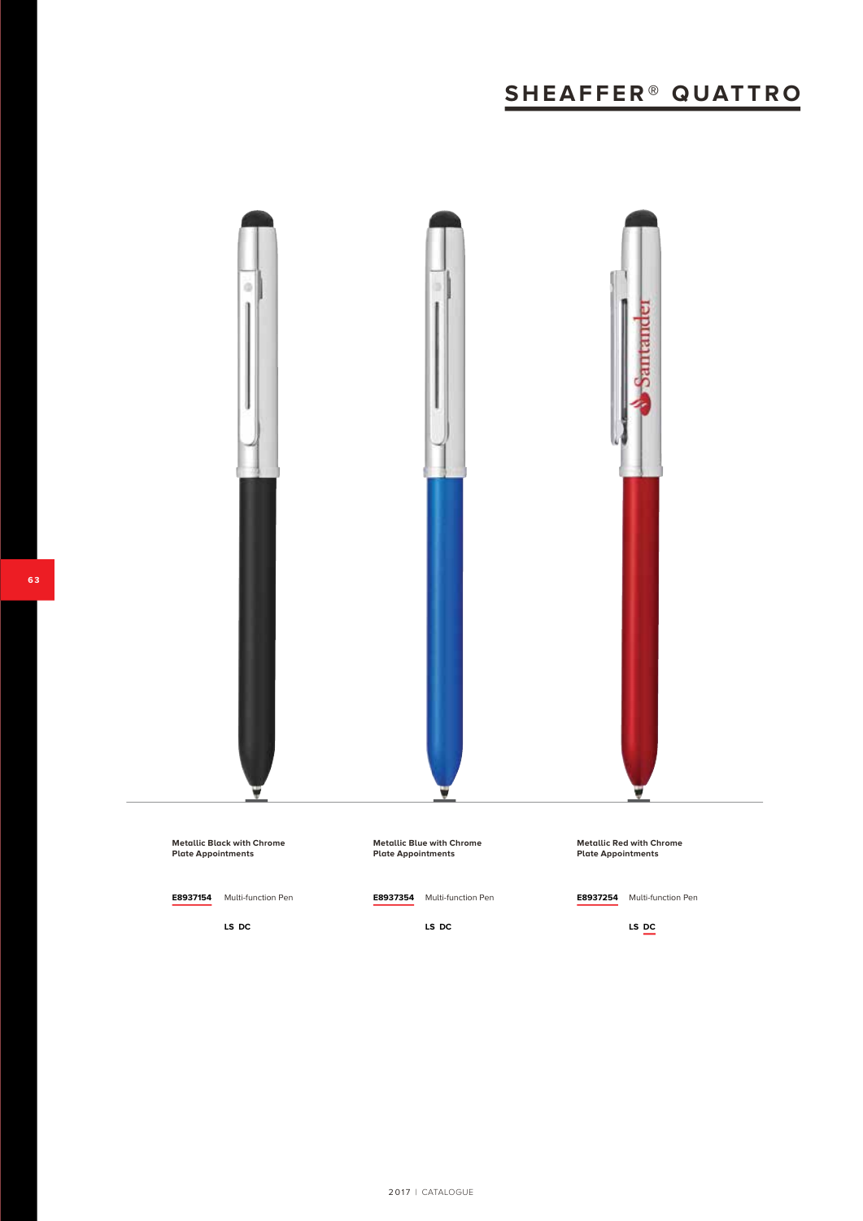# SHEAFFER® QUATTRO

**Metallic Black with Chrome Plate Appointments**

**E8937154** Multi-function Pen

**LS DC**

**Metallic Blue with Chrome Plate Appointments**

**E8937354** Multi-function Pen

**LS DC**

**Metallic Red with Chrome Plate Appointments**

**E8937254** Multi-function Pen

**LS DC**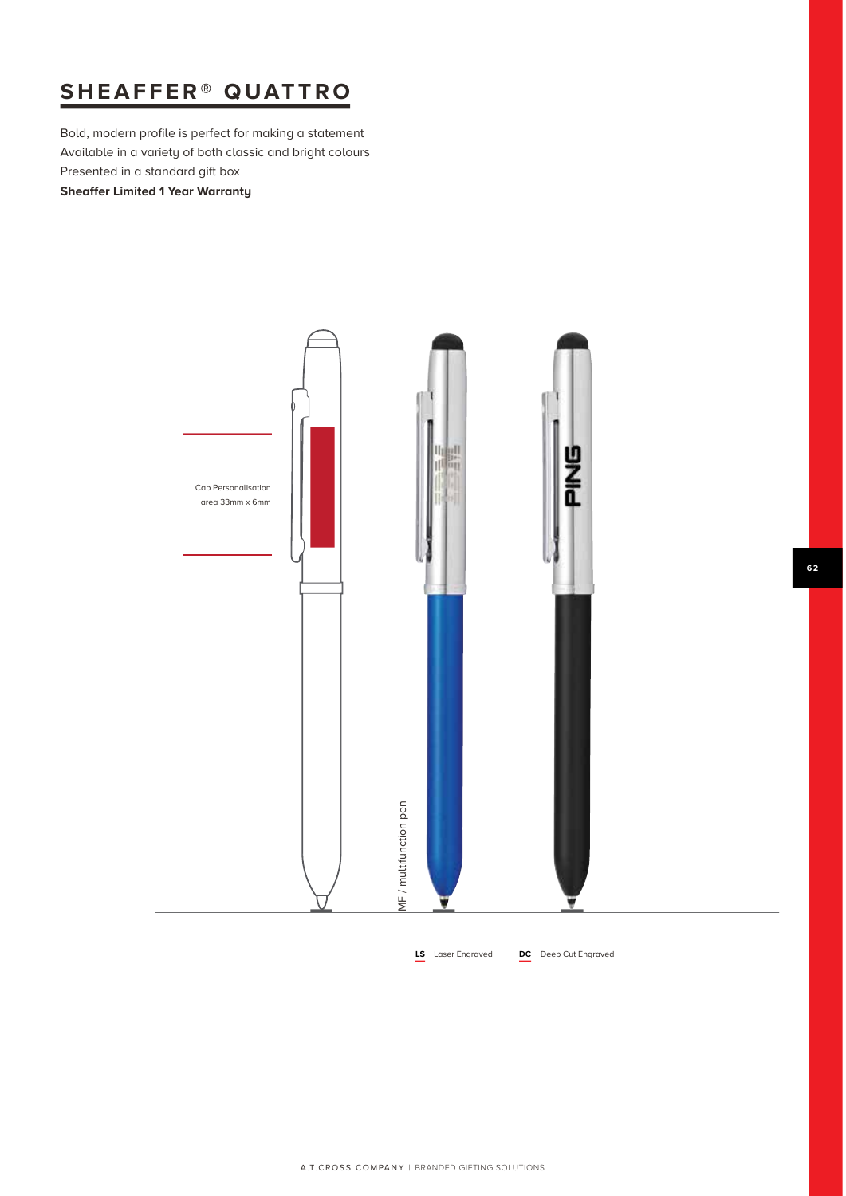# SHEAFFER® QUATTRO

Bold, modern profile is perfect for making a statement
Available in a variety of both classic and bright colours
Presented in a standard gift box
**Sheaffer Limited 1 Year Warranty**

Cap Personalisation area 33mm x 6mm

MF / multifunction pen

**LS** Laser Engraved **DC** Deep Cut Engraved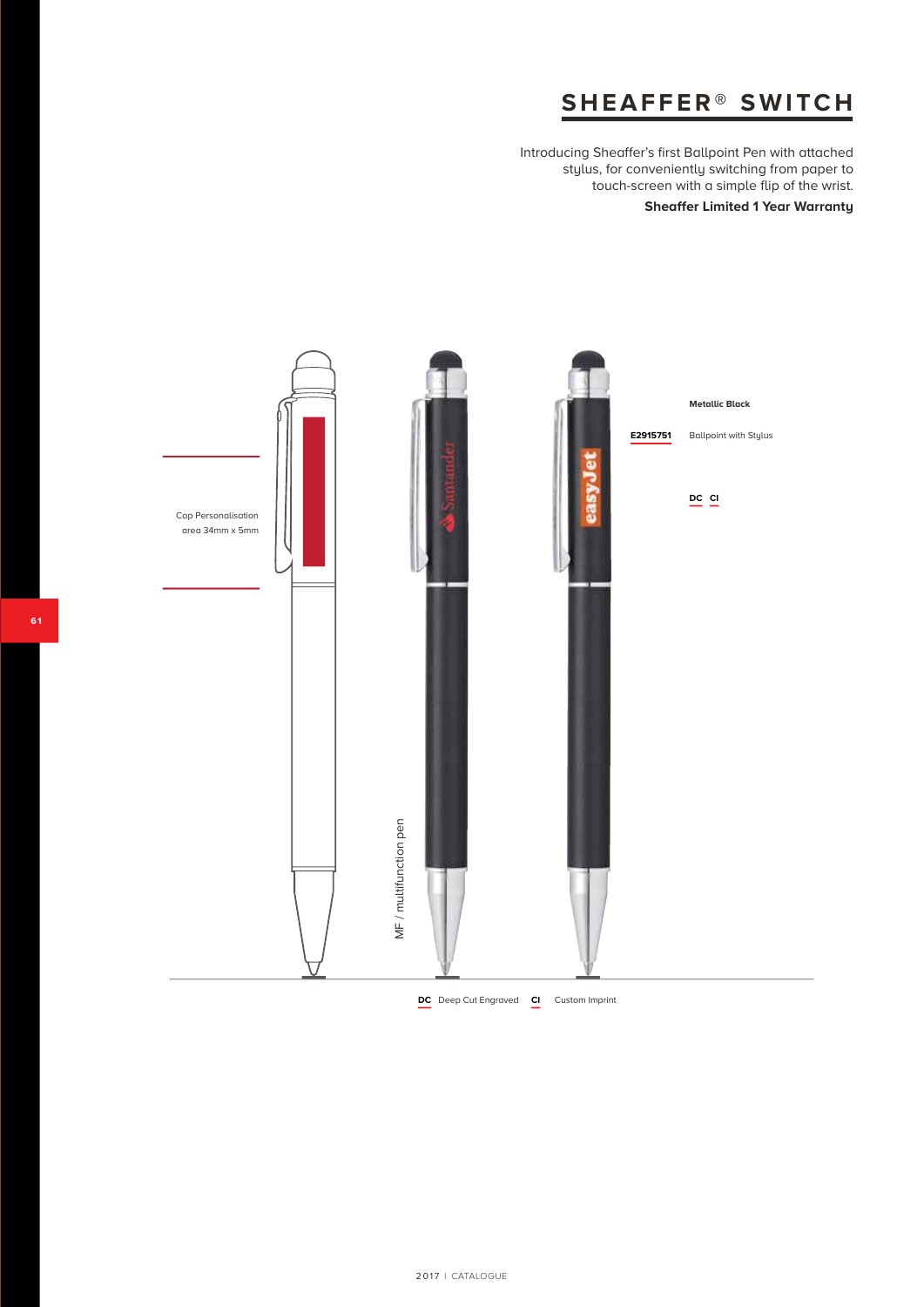# SHEAFFER® SWITCH

Introducing Sheaffer's first Ballpoint Pen with attached stylus, for conveniently switching from paper to touch-screen with a simple flip of the wrist.

**Sheaffer Limited 1 Year Warranty**

Cap Personalisation area 34mm x 5mm

MF / multifunction pen

**Metallic Black**

**E2915751** Ballpoint with Stylus

**DC CI**

**DC** Deep Cut Engraved **CI** Custom Imprint

2017 I CATALOGUE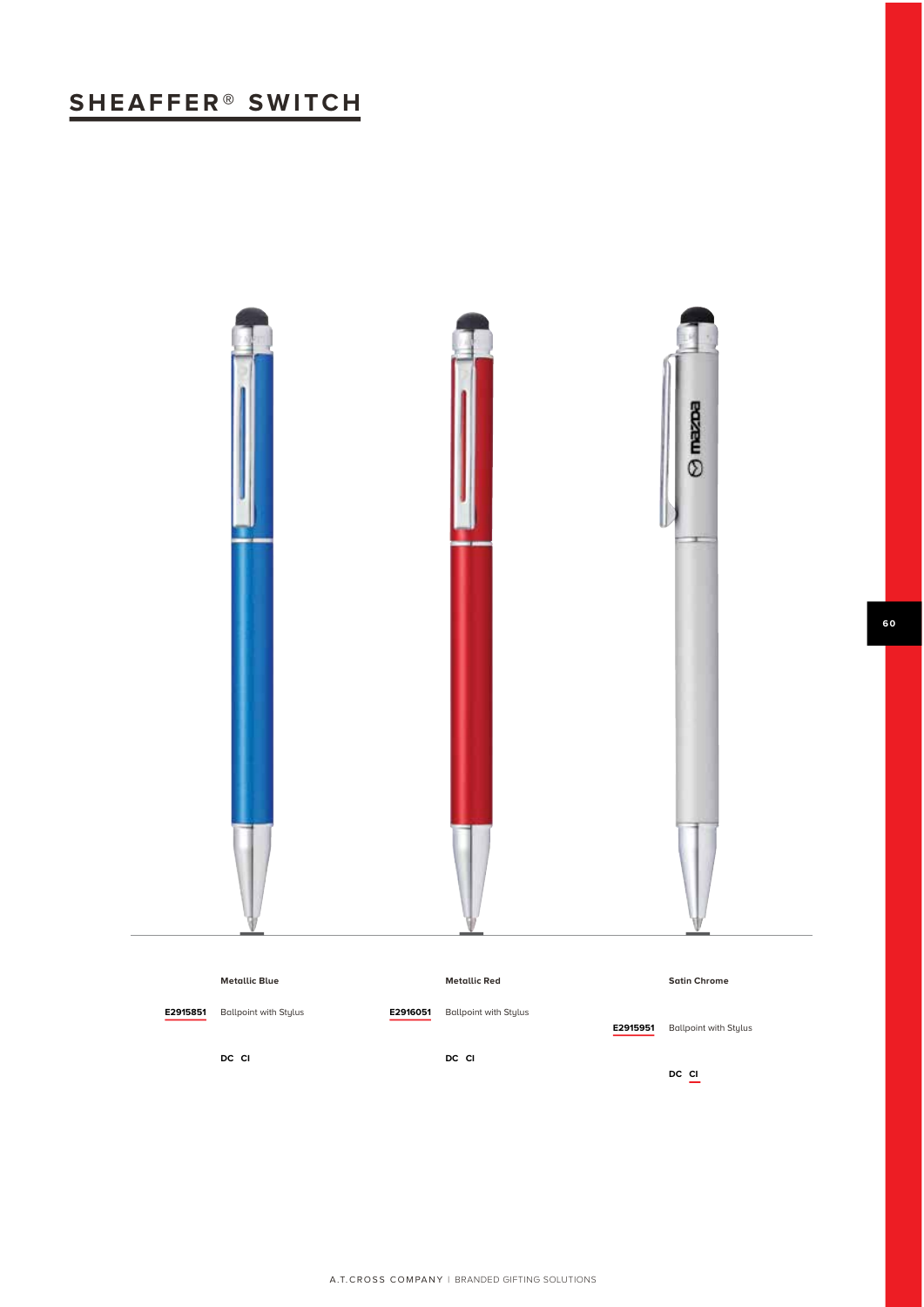# SHEAFFER® SWITCH

| Metallic Blue | Metallic Red | Satin Chrome |
| --- | --- | --- |
| **E2915851** Ballpoint with Stylus | **E2916051** Ballpoint with Stylus | **E2915951** Ballpoint with Stylus |
| **DC CI** | **DC CI** | **DC CI** |

A.T.CROSS COMPANY | BRANDED GIFTING SOLUTIONS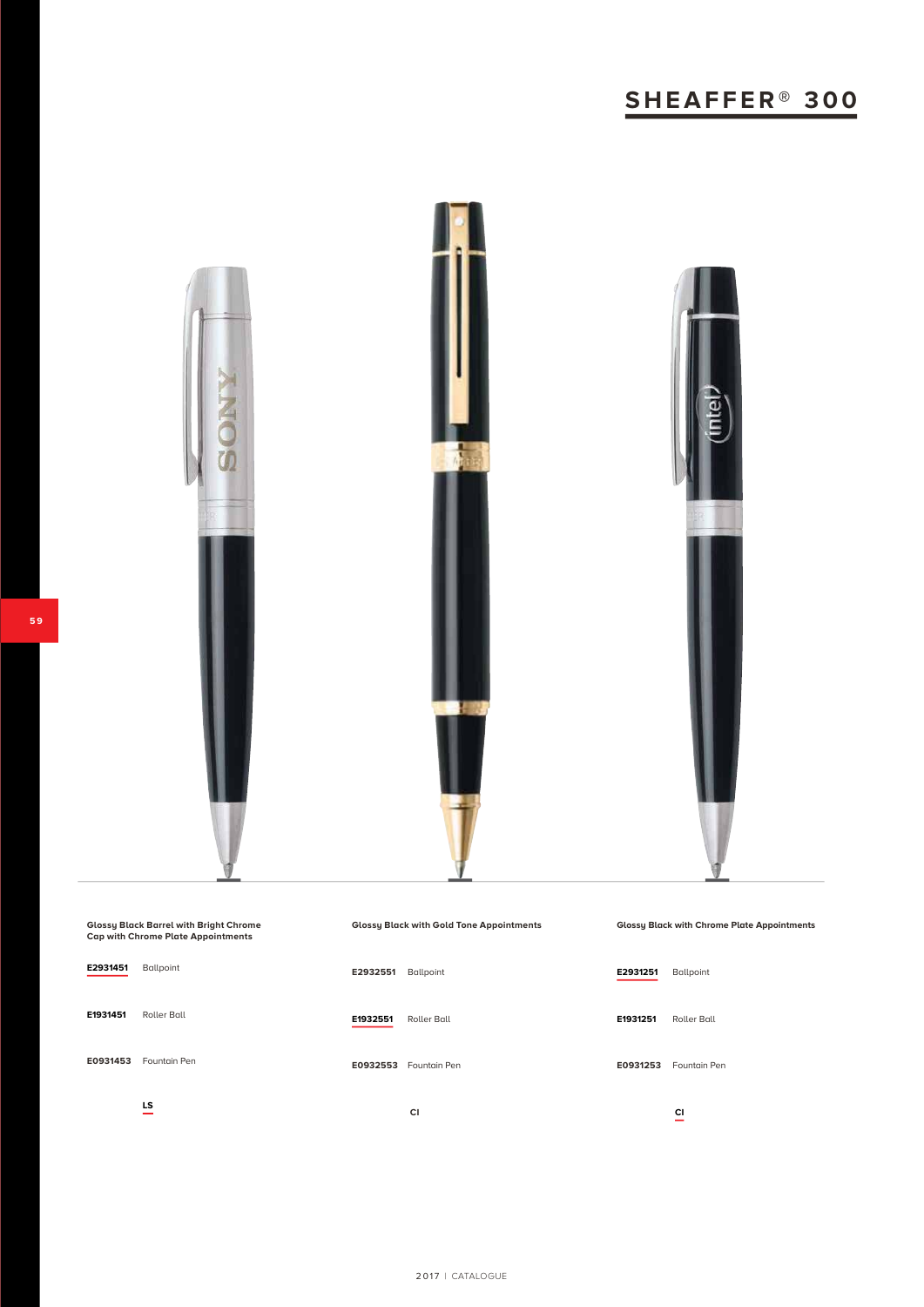# SHEAFFER® 300

**Glossy Black Barrel with Bright Chrome Cap with Chrome Plate Appointments**

| | |
|---|---|
| **E2931451** | Ballpoint |
| **E1931451** | Roller Ball |
| **E0931453** | Fountain Pen |

**LS**

**Glossy Black with Gold Tone Appointments**

| | |
|---|---|
| **E2932551** | Ballpoint |
| **E1932551** | Roller Ball |
| **E0932553** | Fountain Pen |

**CI**

**Glossy Black with Chrome Plate Appointments**

| | |
|---|---|
| **E2931251** | Ballpoint |
| **E1931251** | Roller Ball |
| **E0931253** | Fountain Pen |

**CI**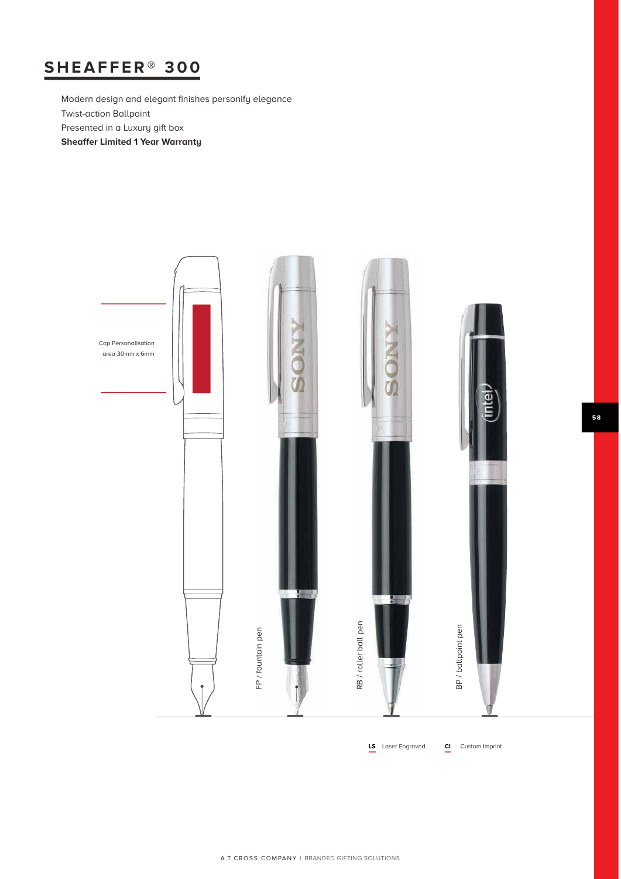# SHEAFFER® 300

Modern design and elegant finishes personify elegance
Twist-action Ballpoint
Presented in a Luxury gift box
**Sheaffer Limited 1 Year Warranty**

Cap Personalisation area 30mm x 6mm

FP / fountain pen

RB / roller ball pen

BP / ballpoint pen

**LS** Laser Engraved **CI** Custom Imprint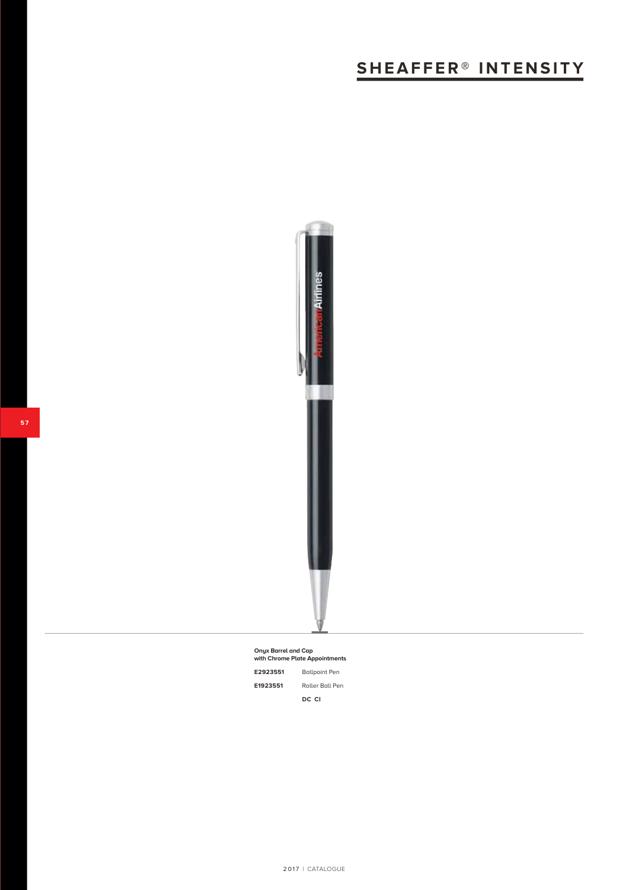# SHEAFFER® INTENSITY

**Onyx Barrel and Cap**
**with Chrome Plate Appointments**

| | |
|---|---|
| **E2923551** | Ballpoint Pen |
| **E1923551** | Roller Ball Pen |
| | **DC CI** |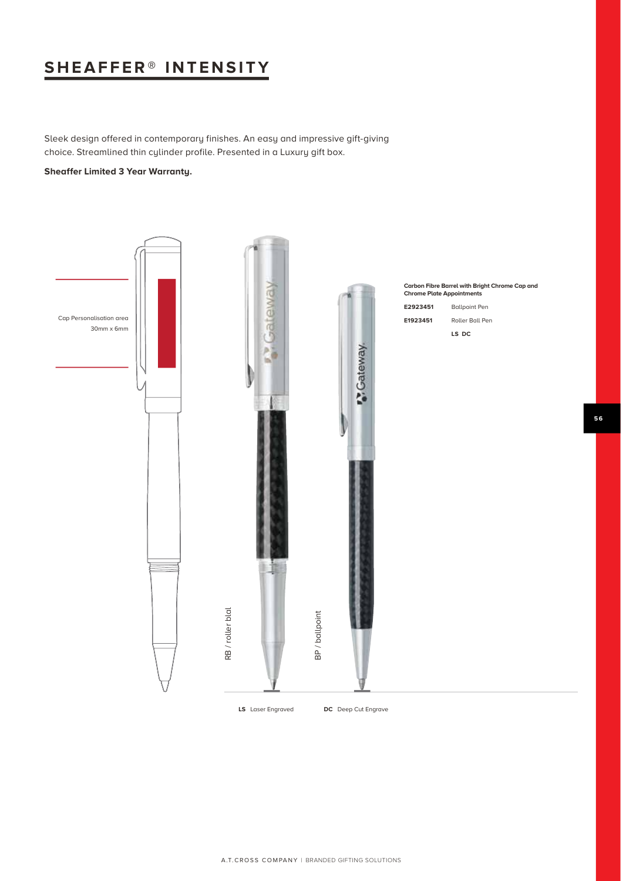# SHEAFFER® INTENSITY

Sleek design offered in contemporary finishes. An easy and impressive gift-giving choice. Streamlined thin cylinder profile. Presented in a Luxury gift box.

**Sheaffer Limited 3 Year Warranty.**

Cap Personalisation area
30mm x 6mm

RB / roller blal

BP / ballpoint

**Carbon Fibre Barrel with Bright Chrome Cap and Chrome Plate Appointments**

| | |
|---|---|
| **E2923451** | Ballpoint Pen |
| **E1923451** | Roller Ball Pen |
| | **LS DC** |

**LS** Laser Engraved **DC** Deep Cut Engrave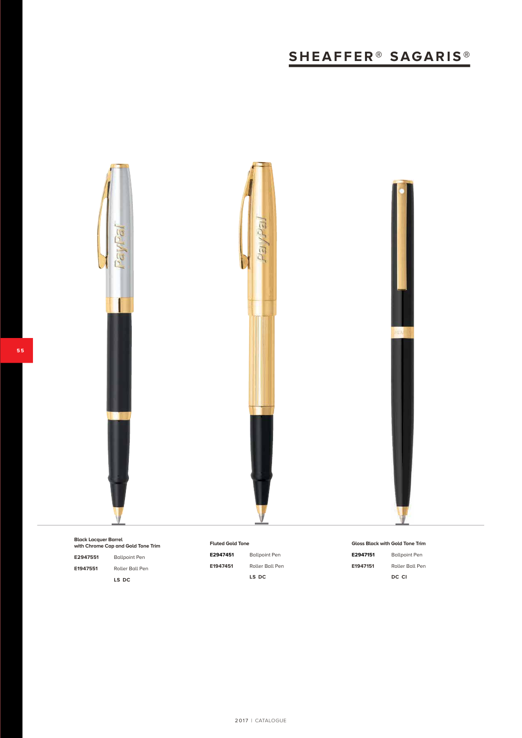## SHEAFFER® SAGARIS®

**Black Lacquer Barrel with Chrome Cap and Gold Tone Trim**

| | |
|---|---|
| **E2947551** | Ballpoint Pen |
| **E1947551** | Roller Ball Pen |
| | **LS DC** |

**Fluted Gold Tone**

| | |
|---|---|
| **E2947451** | Ballpoint Pen |
| **E1947451** | Roller Ball Pen |
| | **LS DC** |

**Gloss Black with Gold Tone Trim**

| | |
|---|---|
| **E2947151** | Ballpoint Pen |
| **E1947151** | Roller Ball Pen |
| | **DC CI** |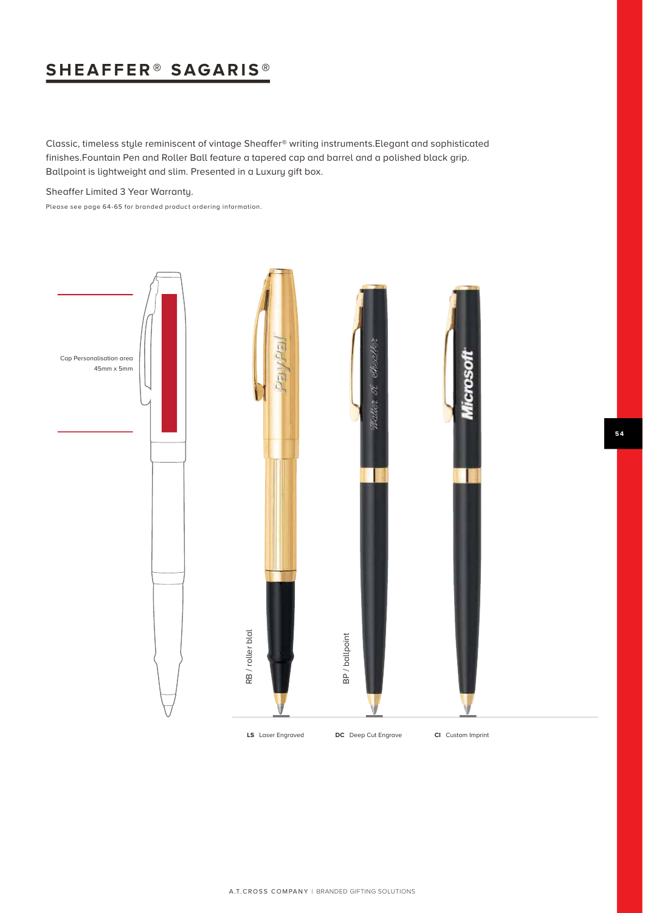# SHEAFFER® SAGARIS®

Classic, timeless style reminiscent of vintage Sheaffer® writing instruments.Elegant and sophisticated finishes.Fountain Pen and Roller Ball feature a tapered cap and barrel and a polished black grip. Ballpoint is lightweight and slim. Presented in a Luxury gift box.

Sheaffer Limited 3 Year Warranty.

Please see page 64-65 for branded product ordering information.

Cap Personalisation area
45mm x 5mm

RB / roller blal

BP / ballpoint

**LS** Laser Engraved **DC** Deep Cut Engrave **CI** Custom Imprint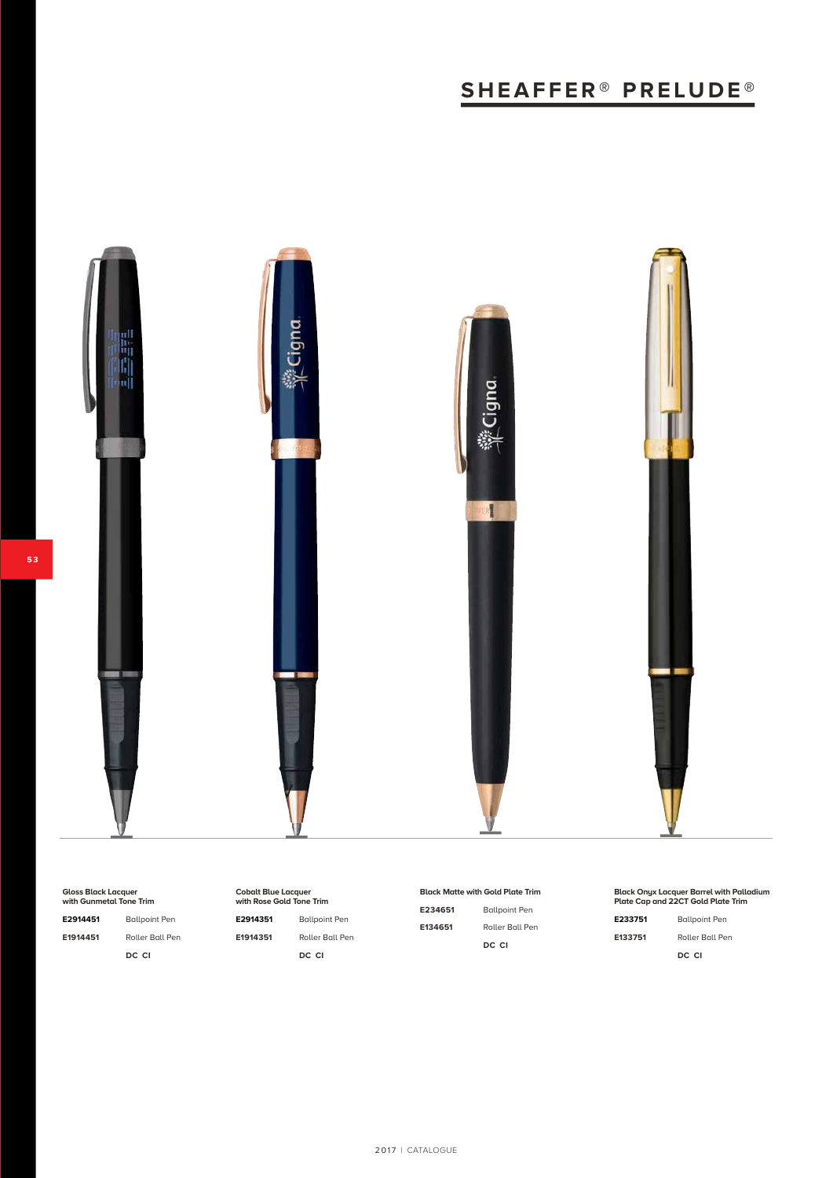# SHEAFFER® PRELUDE®

**Gloss Black Lacquer with Gunmetal Tone Trim**

| | |
|---|---|
| **E2914451** | Ballpoint Pen |
| **E1914451** | Roller Ball Pen |
| | **DC CI** |

**Cobalt Blue Lacquer with Rose Gold Tone Trim**

| | |
|---|---|
| **E2914351** | Ballpoint Pen |
| **E1914351** | Roller Ball Pen |
| | **DC CI** |

**Black Matte with Gold Plate Trim**

| | |
|---|---|
| **E234651** | Ballpoint Pen |
| **E134651** | Roller Ball Pen |
| | **DC CI** |

**Black Onyx Lacquer Barrel with Palladium Plate Cap and 22CT Gold Plate Trim**

| | |
|---|---|
| **E233751** | Ballpoint Pen |
| **E133751** | Roller Ball Pen |
| | **DC CI** |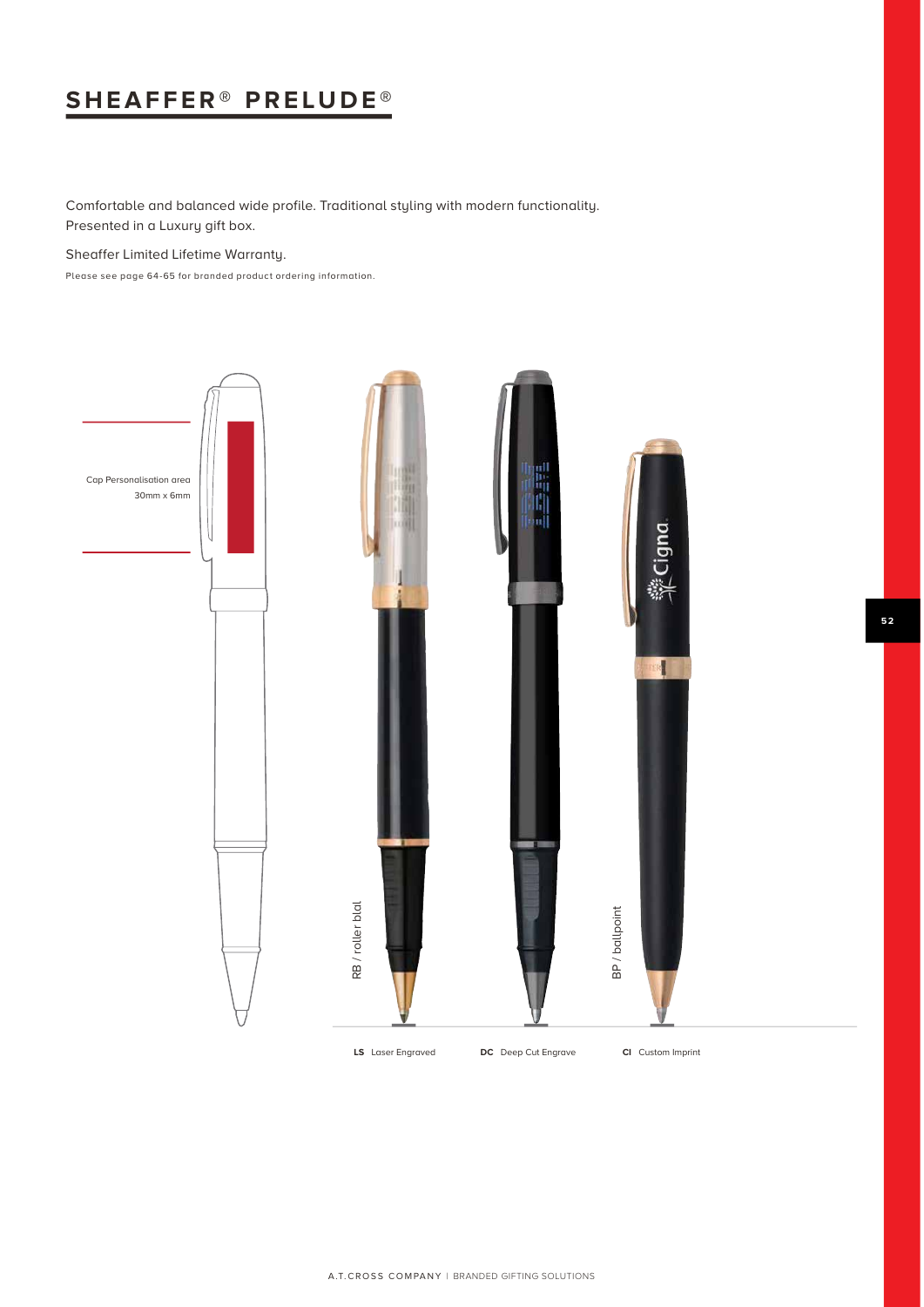# SHEAFFER® PRELUDE®

Comfortable and balanced wide profile. Traditional styling with modern functionality.
Presented in a Luxury gift box.

Sheaffer Limited Lifetime Warranty.

Please see page 64-65 for branded product ordering information.

Cap Personalisation area
30mm x 6mm

RB / roller blal

BP / ballpoint

**LS** Laser Engraved **DC** Deep Cut Engrave **CI** Custom Imprint

A.T.CROSS COMPANY | BRANDED GIFTING SOLUTIONS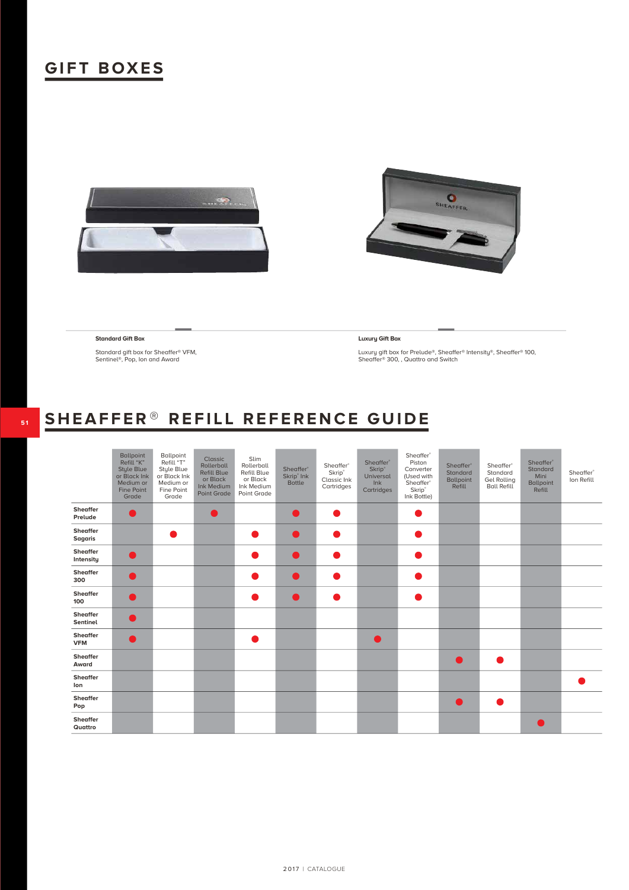# GIFT BOXES

**Standard Gift Box**

Standard gift box for Sheaffer® VFM, Sentinel®, Pop, Ion and Award

**Luxury Gift Box**

Luxury gift box for Prelude®, Sheaffer® Intensity®, Sheaffer® 100, Sheaffer® 300, , Quattro and Switch

# SHEAFFER® REFILL REFERENCE GUIDE

| | Ballpoint Refill "K" Style Blue or Black Ink Medium or Fine Point Grade | Ballpoint Refill "T" Style Blue or Black Ink Medium or Fine Point Grade | Classic Rollerball Refill Blue or Black Ink Medium Point Grade | Slim Rollerball Refill Blue or Black Ink Medium Point Grade | Sheaffer® Skrip® Ink Bottle | Sheaffer® Skrip® Classic Ink Cartridges | Sheaffer® Skrip® Universal Ink Cartridges | Sheaffer® Piston Converter (Used with Sheaffer® Skrip® Ink Bottle) | Sheaffer® Standard Ballpoint Refill | Sheaffer® Standard Gel Rolling Ball Refill | Sheaffer® Standard Mini Ballpoint Refill | Sheaffer® Ion Refill |
|---|---|---|---|---|---|---|---|---|---|---|---|---|
| **Sheaffer Prelude** | ● | | ● | | ● | ● | | ● | | | | |
| **Sheaffer Sagaris** | | ● | | ● | ● | ● | | ● | | | | |
| **Sheaffer Intensity** | ● | | | ● | ● | ● | | ● | | | | |
| **Sheaffer 300** | ● | | | ● | ● | ● | | ● | | | | |
| **Sheaffer 100** | ● | | | ● | ● | ● | | ● | | | | |
| **Sheaffer Sentinel** | ● | | | | | | | | | | | |
| **Sheaffer VFM** | ● | | | ● | | | ● | | | | | |
| **Sheaffer Award** | | | | | | | | | ● | ● | | |
| **Sheaffer Ion** | | | | | | | | | | | | ● |
| **Sheaffer Pop** | | | | | | | | | ● | ● | | |
| **Sheaffer Quattro** | | | | | | | | | | | ● | |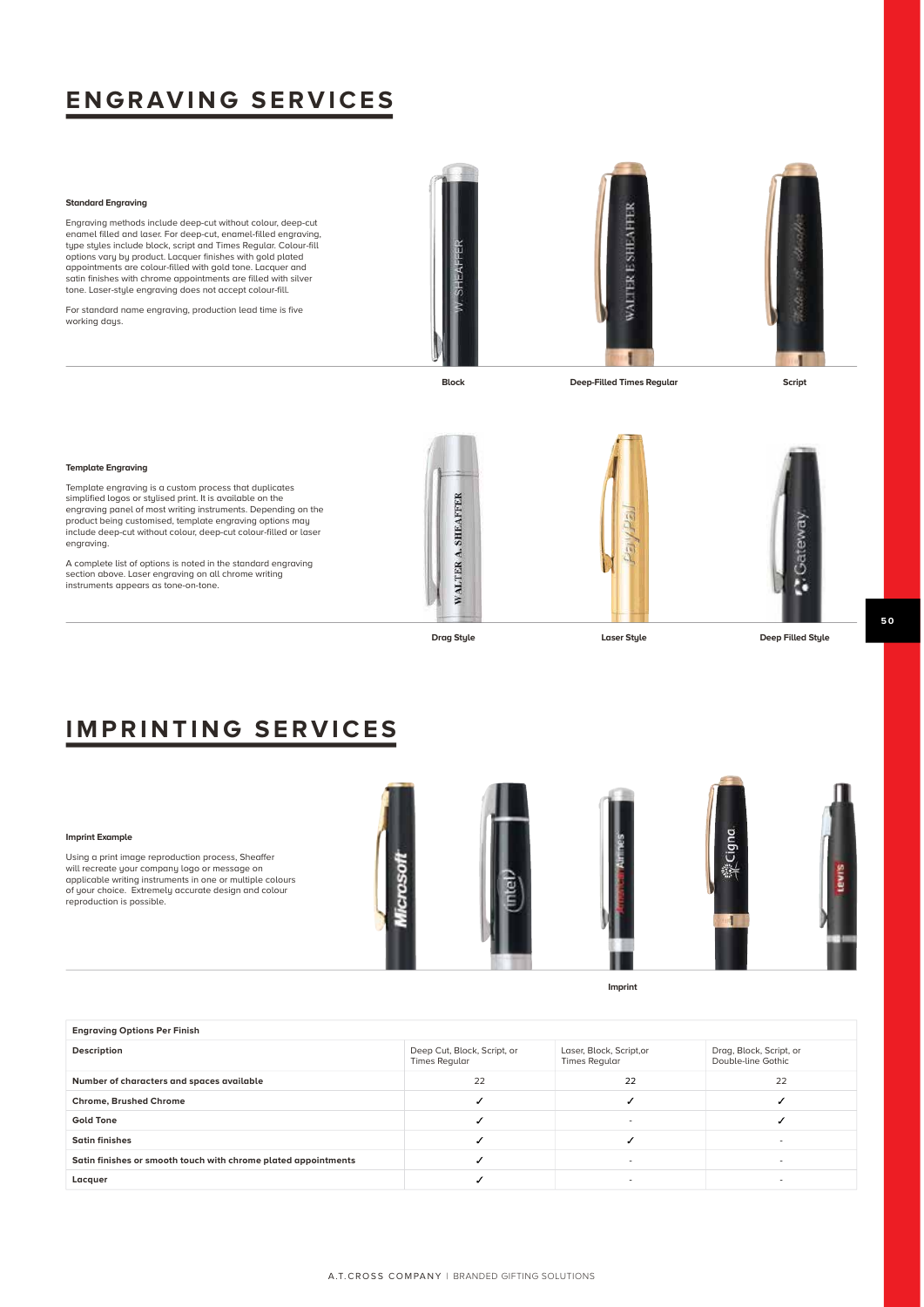# ENGRAVING SERVICES

### Standard Engraving

Engraving methods include deep-cut without colour, deep-cut enamel filled and laser. For deep-cut, enamel-filled engraving, type styles include block, script and Times Regular. Colour-fill options vary by product. Lacquer finishes with gold plated appointments are colour-filled with gold tone. Lacquer and satin finishes with chrome appointments are filled with silver tone. Laser-style engraving does not accept colour-fill.

For standard name engraving, production lead time is five working days.

Block | Deep-Filled Times Regular | Script

### Template Engraving

Template engraving is a custom process that duplicates simplified logos or stylised print. It is available on the engraving panel of most writing instruments. Depending on the product being customised, template engraving options may include deep-cut without colour, deep-cut colour-filled or laser engraving.

A complete list of options is noted in the standard engraving section above. Laser engraving on all chrome writing instruments appears as tone-on-tone.

Drag Style | Laser Style | Deep Filled Style

# IMPRINTING SERVICES

### Imprint Example

Using a print image reproduction process, Sheaffer will recreate your company logo or message on applicable writing instruments in one or multiple colours of your choice. Extremely accurate design and colour reproduction is possible.

Imprint

| Engraving Options Per Finish | | | |
|---|---|---|---|
| **Description** | Deep Cut, Block, Script, or Times Regular | Laser, Block, Script,or Times Regular | Drag, Block, Script, or Double-line Gothic |
| **Number of characters and spaces available** | 22 | 22 | 22 |
| **Chrome, Brushed Chrome** | ✓ | ✓ | ✓ |
| **Gold Tone** | ✓ | - | ✓ |
| **Satin finishes** | ✓ | ✓ | - |
| **Satin finishes or smooth touch with chrome plated appointments** | ✓ | - | - |
| **Lacquer** | ✓ | - | - |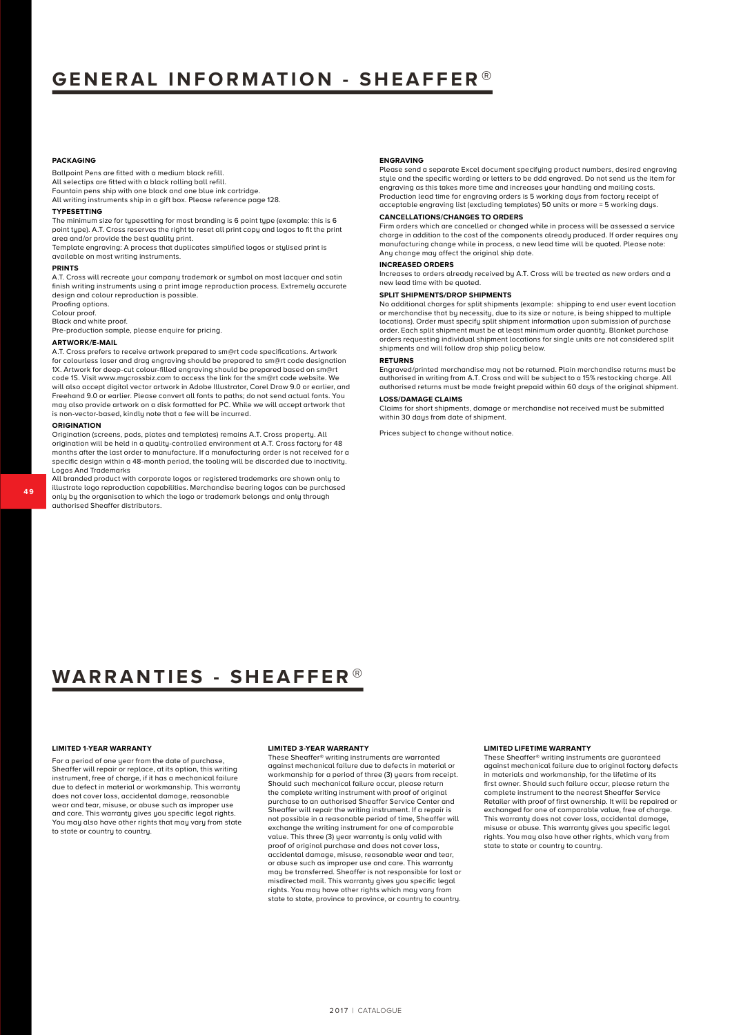# GENERAL INFORMATION - SHEAFFER®

### PACKAGING

Ballpoint Pens are fitted with a medium black refill.
All selectips are fitted with a black rolling ball refill.
Fountain pens ship with one black and one blue ink cartridge.
All writing instruments ship in a gift box. Please reference page 128.

### TYPESETTING

The minimum size for typesetting for most branding is 6 point type (example: this is 6 point type). A.T. Cross reserves the right to reset all print copy and logos to fit the print area and/or provide the best quality print.
Template engraving: A process that duplicates simplified logos or stylised print is available on most writing instruments.

### PRINTS

A.T. Cross will recreate your company trademark or symbol on most lacquer and satin finish writing instruments using a print image reproduction process. Extremely accurate design and colour reproduction is possible.
Proofing options.
Colour proof.
Black and white proof.
Pre-production sample, please enquire for pricing.

### ARTWORK/E-MAIL

A.T. Cross prefers to receive artwork prepared to sm@rt code specifications. Artwork for colourless laser and drag engraving should be prepared to sm@rt code designation 1X. Artwork for deep-cut colour-filled engraving should be prepared based on sm@rt code 1S. Visit www.mycrossbiz.com to access the link for the sm@rt code website. We will also accept digital vector artwork in Adobe Illustrator, Corel Draw 9.0 or earlier, and Freehand 9.0 or earlier. Please convert all fonts to paths; do not send actual fonts. You may also provide artwork on a disk formatted for PC. While we will accept artwork that is non-vector-based, kindly note that a fee will be incurred.

### ORIGINATION

Origination (screens, pads, plates and templates) remains A.T. Cross property. All origination will be held in a quality-controlled environment at A.T. Cross factory for 48 months after the last order to manufacture. If a manufacturing order is not received for a specific design within a 48-month period, the tooling will be discarded due to inactivity.
Logos And Trademarks
All branded product with corporate logos or registered trademarks are shown only to illustrate logo reproduction capabilities. Merchandise bearing logos can be purchased only by the organisation to which the logo or trademark belongs and only through authorised Sheaffer distributors.

### ENGRAVING

Please send a separate Excel document specifying product numbers, desired engraving style and the specific wording or letters to be ddd engraved. Do not send us the item for engraving as this takes more time and increases your handling and mailing costs. Production lead time for engraving orders is 5 working days from factory receipt of acceptable engraving list (excluding templates) 50 units or more = 5 working days.

### CANCELLATIONS/CHANGES TO ORDERS

Firm orders which are cancelled or changed while in process will be assessed a service charge in addition to the cost of the components already produced. If order requires any manufacturing change while in process, a new lead time will be quoted. Please note: Any change may affect the original ship date.

### INCREASED ORDERS

Increases to orders already received by A.T. Cross will be treated as new orders and a new lead time with be quoted.

### SPLIT SHIPMENTS/DROP SHIPMENTS

No additional charges for split shipments (example: shipping to end user event location or merchandise that by necessity, due to its size or nature, is being shipped to multiple locations). Order must specify split shipment information upon submission of purchase order. Each split shipment must be at least minimum order quantity. Blanket purchase orders requesting individual shipment locations for single units are not considered split shipments and will follow drop ship policy below.

### RETURNS

Engraved/printed merchandise may not be returned. Plain merchandise returns must be authorised in writing from A.T. Cross and will be subject to a 15% restocking charge. All authorised returns must be made freight prepaid within 60 days of the original shipment.

### LOSS/DAMAGE CLAIMS

Claims for short shipments, damage or merchandise not received must be submitted within 30 days from date of shipment.

Prices subject to change without notice.

# WARRANTIES - SHEAFFER®

### LIMITED 1-YEAR WARRANTY

For a period of one year from the date of purchase, Sheaffer will repair or replace, at its option, this writing instrument, free of charge, if it has a mechanical failure due to defect in material or workmanship. This warranty does not cover loss, accidental damage, reasonable wear and tear, misuse, or abuse such as improper use and care. This warranty gives you specific legal rights. You may also have other rights that may vary from state to state or country to country.

### LIMITED 3-YEAR WARRANTY

These Sheaffer® writing instruments are warranted against mechanical failure due to defects in material or workmanship for a period of three (3) years from receipt. Should such mechanical failure occur, please return the complete writing instrument with proof of original purchase to an authorised Sheaffer Service Center and Sheaffer will repair the writing instrument. If a repair is not possible in a reasonable period of time, Sheaffer will exchange the writing instrument for one of comparable value. This three (3) year warranty is only valid with proof of original purchase and does not cover loss, accidental damage, misuse, reasonable wear and tear, or abuse such as improper use and care. This warranty may be transferred. Sheaffer is not responsible for lost or misdirected mail. This warranty gives you specific legal rights. You may have other rights which may vary from state to state, province to province, or country to country.

### LIMITED LIFETIME WARRANTY

These Sheaffer® writing instruments are guaranteed against mechanical failure due to original factory defects in materials and workmanship, for the lifetime of its first owner. Should such failure occur, please return the complete instrument to the nearest Sheaffer Service Retailer with proof of first ownership. It will be repaired or exchanged for one of comparable value, free of charge. This warranty does not cover loss, accidental damage, misuse or abuse. This warranty gives you specific legal rights. You may also have other rights, which vary from state to state or country to country.